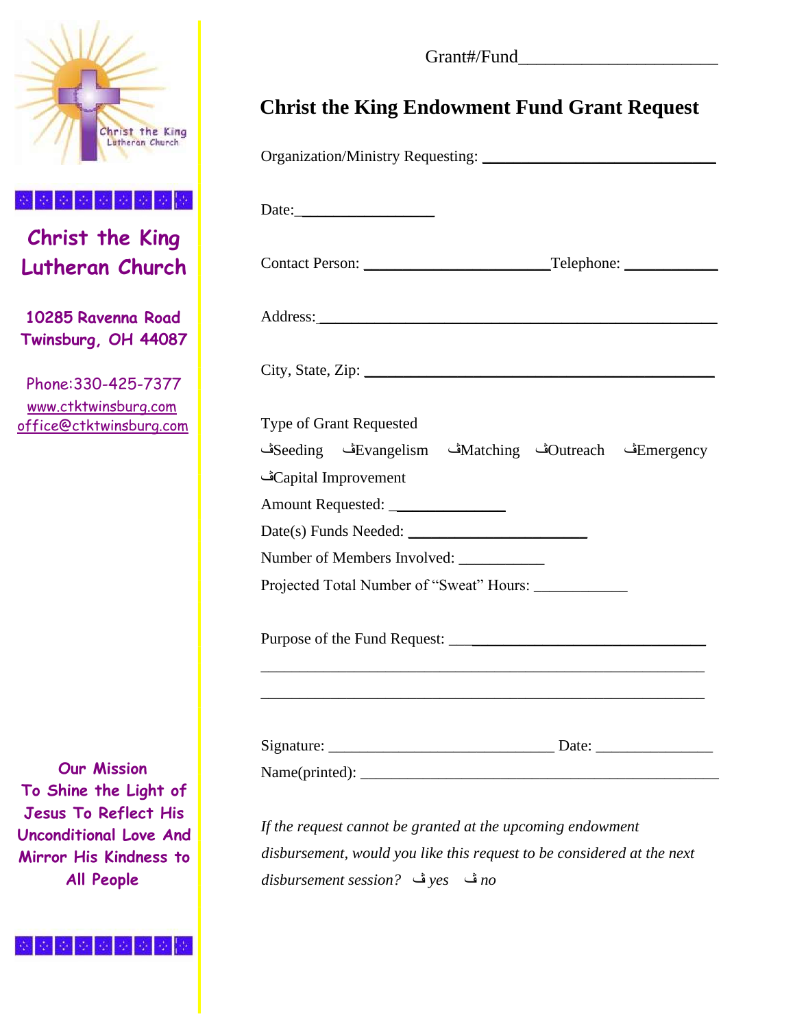Christ the King Lutheran Church

**Christ the King Lutheran Church**

**10285 Ravenna Road**
**Twinsburg, OH 44087**

Phone:330-425-7377
www.ctktwinsburg.com
office@ctktwinsburg.com

**Our Mission**
**To Shine the Light of Jesus To Reflect His Unconditional Love And Mirror His Kindness to All People**

Grant#/Fund______________________

# Christ the King Endowment Fund Grant Request

Organization/Ministry Requesting: ______________________________

Date:_________________

Contact Person: ________________________Telephone: ___________

Address:____________________________________________________

City, State, Zip: ______________________________________________

Type of Grant Requested

ڤSeeding ڤEvangelism ڤMatching ڤOutreach ڤEmergency

ڤCapital Improvement

Amount Requested: ______________

Date(s) Funds Needed: _______________________

Number of Members Involved: ___________

Projected Total Number of "Sweat" Hours: ____________

Purpose of the Fund Request: _______________________________

__________________________________________________________

__________________________________________________________

Signature: _____________________________ Date: _______________

Name(printed): _______________________________________________

*If the request cannot be granted at the upcoming endowment disbursement, would you like this request to be considered at the next disbursement session?* ڤ *yes* ڤ *no*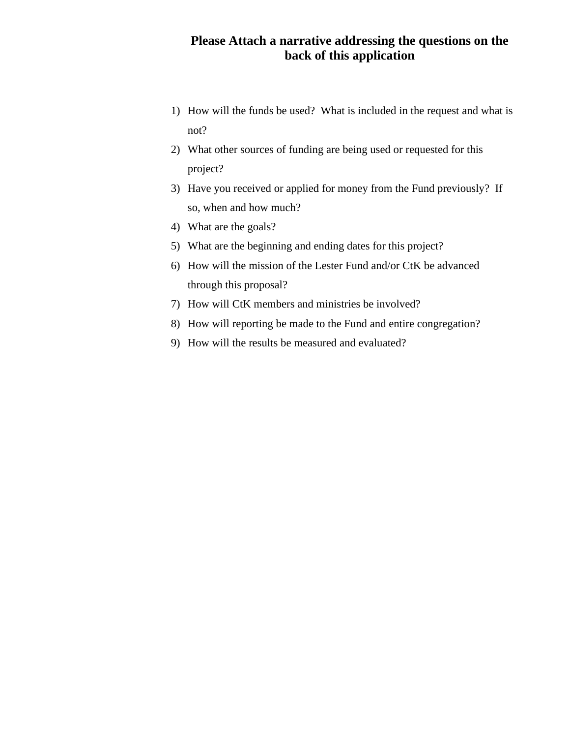**Please Attach a narrative addressing the questions on the back of this application**

1) How will the funds be used? What is included in the request and what is not?
2) What other sources of funding are being used or requested for this project?
3) Have you received or applied for money from the Fund previously? If so, when and how much?
4) What are the goals?
5) What are the beginning and ending dates for this project?
6) How will the mission of the Lester Fund and/or CtK be advanced through this proposal?
7) How will CtK members and ministries be involved?
8) How will reporting be made to the Fund and entire congregation?
9) How will the results be measured and evaluated?